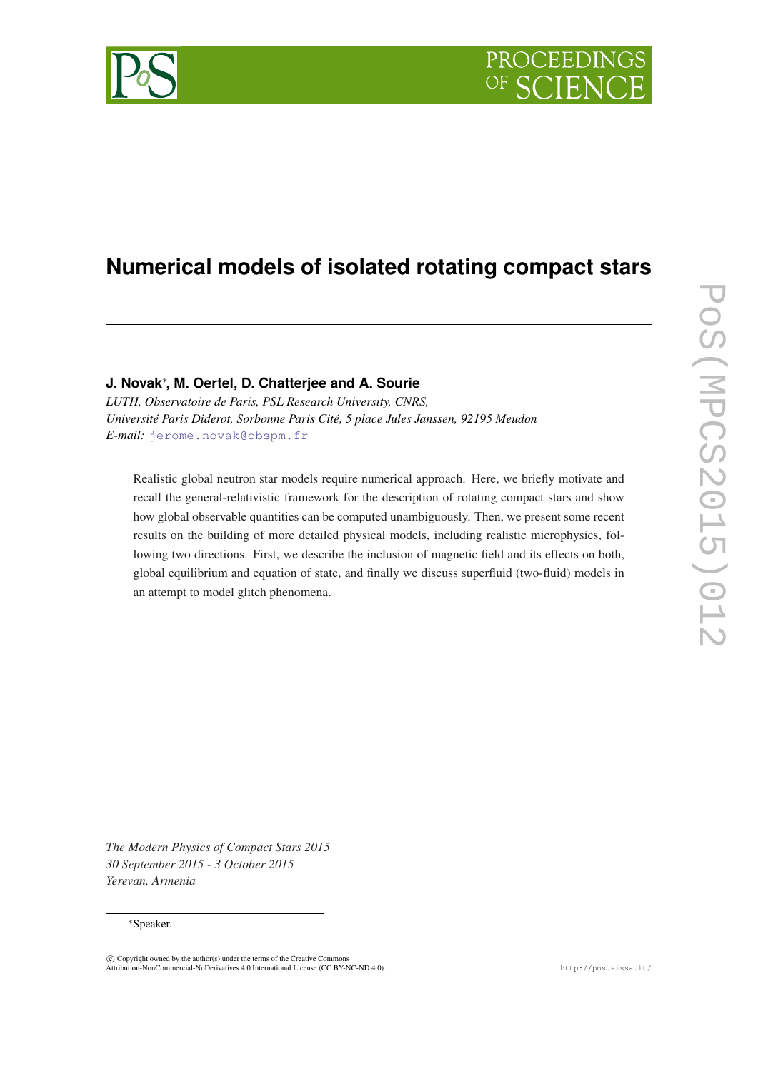# Numerical models of isolated rotating compact stars

**J. Novak**[*], **M. Oertel, D. Chatterjee and A. Sourie**

*LUTH, Observatoire de Paris, PSL Research University, CNRS,*
*Université Paris Diderot, Sorbonne Paris Cité, 5 place Jules Janssen, 92195 Meudon*
*E-mail:* jerome.novak@obspm.fr

Realistic global neutron star models require numerical approach. Here, we briefly motivate and recall the general-relativistic framework for the description of rotating compact stars and show how global observable quantities can be computed unambiguously. Then, we present some recent results on the building of more detailed physical models, including realistic microphysics, following two directions. First, we describe the inclusion of magnetic field and its effects on both, global equilibrium and equation of state, and finally we discuss superfluid (two-fluid) models in an attempt to model glitch phenomena.

*The Modern Physics of Compact Stars 2015*
*30 September 2015 - 3 October 2015*
*Yerevan, Armenia*

[*]Speaker.

© Copyright owned by the author(s) under the terms of the Creative Commons Attribution-NonCommercial-NoDerivatives 4.0 International License (CC BY-NC-ND 4.0).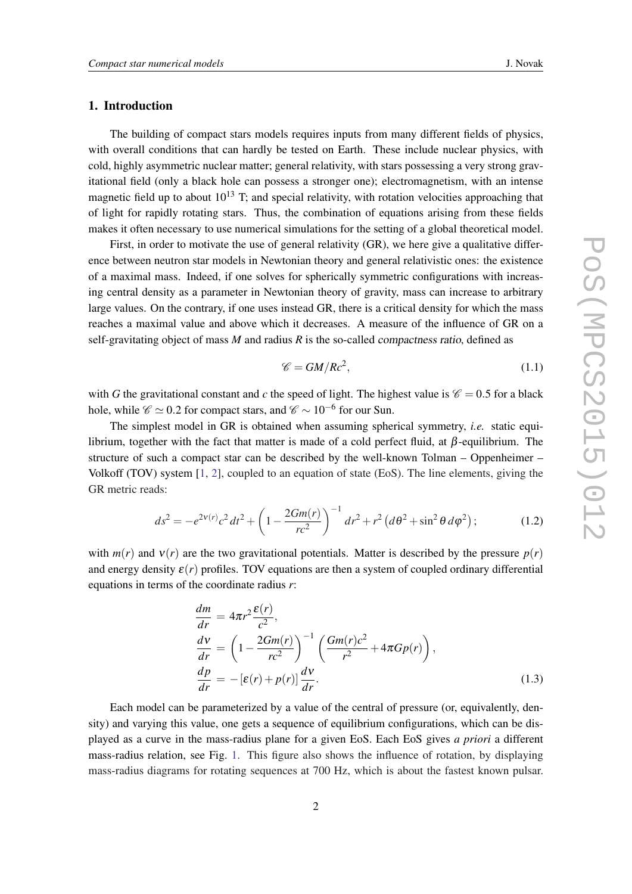## 1. Introduction

The building of compact stars models requires inputs from many different fields of physics, with overall conditions that can hardly be tested on Earth. These include nuclear physics, with cold, highly asymmetric nuclear matter; general relativity, with stars possessing a very strong gravitational field (only a black hole can possess a stronger one); electromagnetism, with an intense magnetic field up to about $10^{13}$ T; and special relativity, with rotation velocities approaching that of light for rapidly rotating stars. Thus, the combination of equations arising from these fields makes it often necessary to use numerical simulations for the setting of a global theoretical model.

First, in order to motivate the use of general relativity (GR), we here give a qualitative difference between neutron star models in Newtonian theory and general relativistic ones: the existence of a maximal mass. Indeed, if one solves for spherically symmetric configurations with increasing central density as a parameter in Newtonian theory of gravity, mass can increase to arbitrary large values. On the contrary, if one uses instead GR, there is a critical density for which the mass reaches a maximal value and above which it decreases. A measure of the influence of GR on a self-gravitating object of mass $M$ and radius $R$ is the so-called *compactness ratio*, defined as

$$\mathscr{C} = GM/Rc^2, \tag{1.1}$$

with $G$ the gravitational constant and $c$ the speed of light. The highest value is $\mathscr{C} = 0.5$ for a black hole, while $\mathscr{C} \simeq 0.2$ for compact stars, and $\mathscr{C} \sim 10^{-6}$ for our Sun.

The simplest model in GR is obtained when assuming spherical symmetry, *i.e.* static equilibrium, together with the fact that matter is made of a cold perfect fluid, at $\beta$-equilibrium. The structure of such a compact star can be described by the well-known Tolman – Oppenheimer – Volkoff (TOV) system [1, 2], coupled to an equation of state (EoS). The line elements, giving the GR metric reads:

$$ds^2 = -e^{2\nu(r)}c^2\,dt^2 + \left(1 - \frac{2Gm(r)}{rc^2}\right)^{-1} dr^2 + r^2\left(d\theta^2 + \sin^2\theta\,d\varphi^2\right); \tag{1.2}$$

with $m(r)$ and $\nu(r)$ are the two gravitational potentials. Matter is described by the pressure $p(r)$ and energy density $\varepsilon(r)$ profiles. TOV equations are then a system of coupled ordinary differential equations in terms of the coordinate radius $r$:

$$\begin{aligned}
\frac{dm}{dr} &= 4\pi r^2 \frac{\varepsilon(r)}{c^2}, \\
\frac{d\nu}{dr} &= \left(1 - \frac{2Gm(r)}{rc^2}\right)^{-1} \left(\frac{Gm(r)c^2}{r^2} + 4\pi G p(r)\right), \\
\frac{dp}{dr} &= -\left[\varepsilon(r) + p(r)\right] \frac{d\nu}{dr}.
\end{aligned} \tag{1.3}$$

Each model can be parameterized by a value of the central of pressure (or, equivalently, density) and varying this value, one gets a sequence of equilibrium configurations, which can be displayed as a curve in the mass-radius plane for a given EoS. Each EoS gives *a priori* a different mass-radius relation, see Fig. 1. This figure also shows the influence of rotation, by displaying mass-radius diagrams for rotating sequences at 700 Hz, which is about the fastest known pulsar.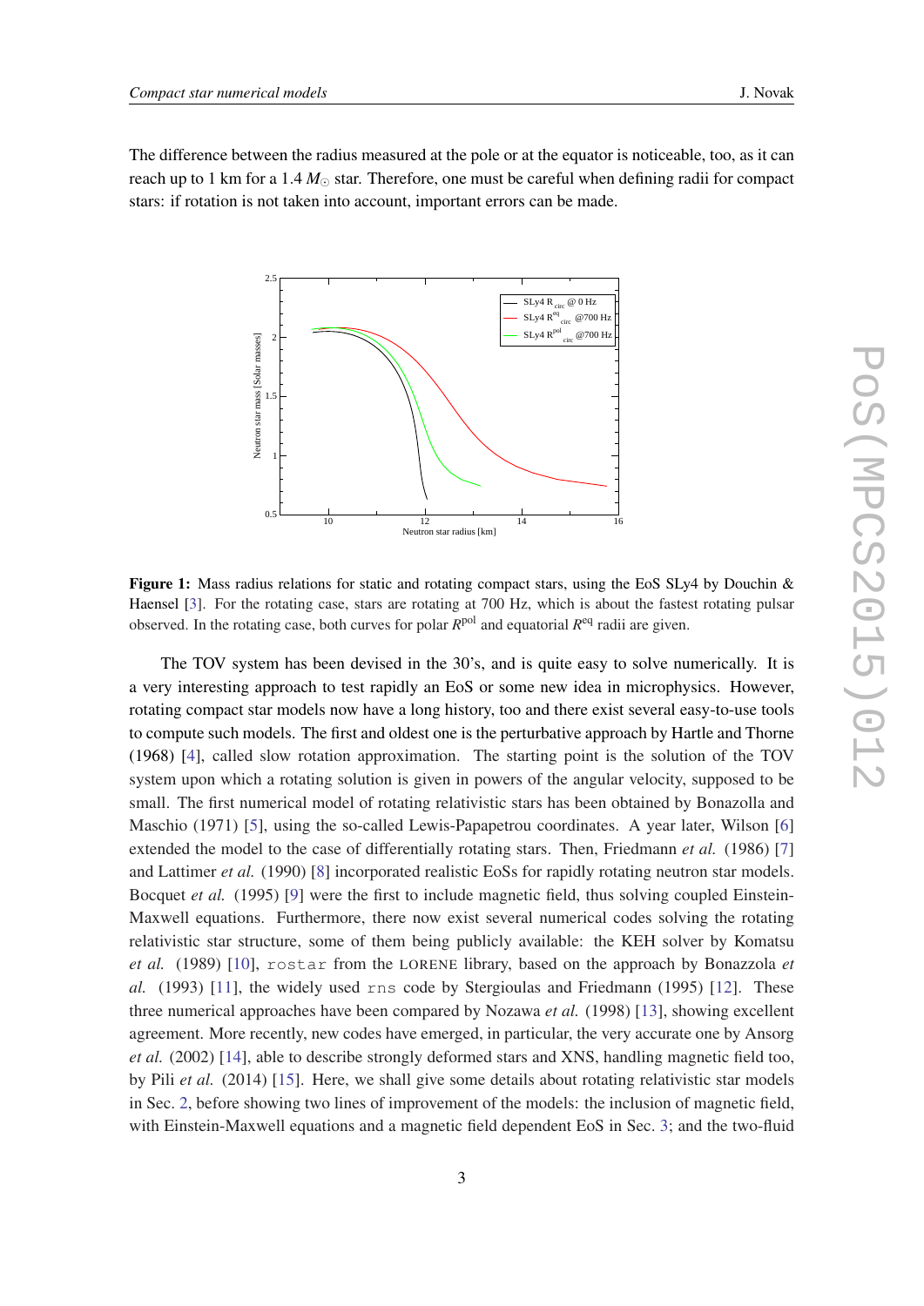The difference between the radius measured at the pole or at the equator is noticeable, too, as it can reach up to 1 km for a 1.4 $M_\odot$ star. Therefore, one must be careful when defining radii for compact stars: if rotation is not taken into account, important errors can be made.

**Figure 1:** Mass radius relations for static and rotating compact stars, using the EoS SLy4 by Douchin & Haensel [3]. For the rotating case, stars are rotating at 700 Hz, which is about the fastest rotating pulsar observed. In the rotating case, both curves for polar $R^{\rm pol}$ and equatorial $R^{\rm eq}$ radii are given.

The TOV system has been devised in the 30's, and is quite easy to solve numerically. It is a very interesting approach to test rapidly an EoS or some new idea in microphysics. However, rotating compact star models now have a long history, too and there exist several easy-to-use tools to compute such models. The first and oldest one is the perturbative approach by Hartle and Thorne (1968) [4], called slow rotation approximation. The starting point is the solution of the TOV system upon which a rotating solution is given in powers of the angular velocity, supposed to be small. The first numerical model of rotating relativistic stars has been obtained by Bonazolla and Maschio (1971) [5], using the so-called Lewis-Papapetrou coordinates. A year later, Wilson [6] extended the model to the case of differentially rotating stars. Then, Friedmann *et al.* (1986) [7] and Lattimer *et al.* (1990) [8] incorporated realistic EoSs for rapidly rotating neutron star models. Bocquet *et al.* (1995) [9] were the first to include magnetic field, thus solving coupled Einstein-Maxwell equations. Furthermore, there now exist several numerical codes solving the rotating relativistic star structure, some of them being publicly available: the KEH solver by Komatsu *et al.* (1989) [10], `rostar` from the LORENE library, based on the approach by Bonazzola *et al.* (1993) [11], the widely used `rns` code by Stergioulas and Friedmann (1995) [12]. These three numerical approaches have been compared by Nozawa *et al.* (1998) [13], showing excellent agreement. More recently, new codes have emerged, in particular, the very accurate one by Ansorg *et al.* (2002) [14], able to describe strongly deformed stars and XNS, handling magnetic field too, by Pili *et al.* (2014) [15]. Here, we shall give some details about rotating relativistic star models in Sec. 2, before showing two lines of improvement of the models: the inclusion of magnetic field, with Einstein-Maxwell equations and a magnetic field dependent EoS in Sec. 3; and the two-fluid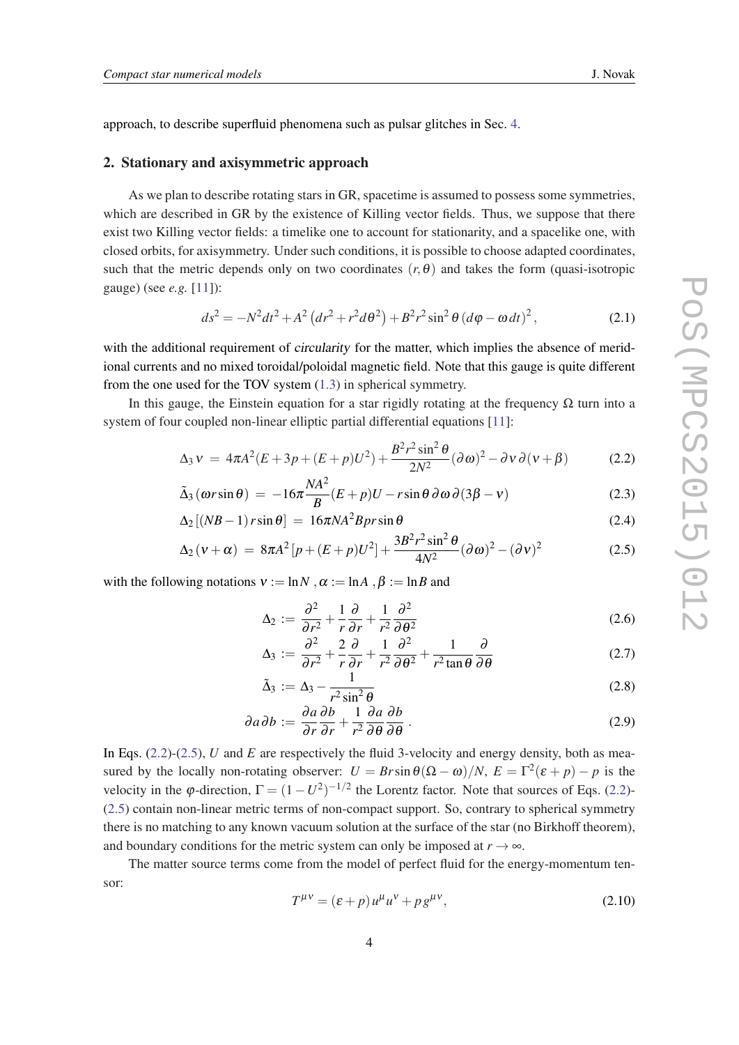approach, to describe superfluid phenomena such as pulsar glitches in Sec. 4.

## 2. Stationary and axisymmetric approach

As we plan to describe rotating stars in GR, spacetime is assumed to possess some symmetries, which are described in GR by the existence of Killing vector fields. Thus, we suppose that there exist two Killing vector fields: a timelike one to account for stationarity, and a spacelike one, with closed orbits, for axisymmetry. Under such conditions, it is possible to choose adapted coordinates, such that the metric depends only on two coordinates $(r, \theta)$ and takes the form (quasi-isotropic gauge) (see *e.g.* [11]):

$$ds^2 = -N^2 dt^2 + A^2\left(dr^2 + r^2 d\theta^2\right) + B^2 r^2 \sin^2\theta\,(d\varphi - \omega\, dt)^2, \tag{2.1}$$

with the additional requirement of *circularity* for the matter, which implies the absence of meridional currents and no mixed toroidal/poloidal magnetic field. Note that this gauge is quite different from the one used for the TOV system (1.3) in spherical symmetry.

In this gauge, the Einstein equation for a star rigidly rotating at the frequency $\Omega$ turn into a system of four coupled non-linear elliptic partial differential equations [11]:

$$\Delta_3 \nu = 4\pi A^2 (E + 3p + (E+p)U^2) + \frac{B^2 r^2 \sin^2\theta}{2N^2}(\partial\omega)^2 - \partial\nu\,\partial(\nu+\beta) \tag{2.2}$$

$$\tilde{\Delta}_3 (\omega r \sin\theta) = -16\pi \frac{NA^2}{B}(E+p)U - r\sin\theta\,\partial\omega\,\partial(3\beta - \nu) \tag{2.3}$$

$$\Delta_2\left[(NB-1)\,r\sin\theta\right] = 16\pi N A^2 B p r \sin\theta \tag{2.4}$$

$$\Delta_2(\nu+\alpha) = 8\pi A^2\left[p + (E+p)U^2\right] + \frac{3B^2 r^2 \sin^2\theta}{4N^2}(\partial\omega)^2 - (\partial\nu)^2 \tag{2.5}$$

with the following notations $\nu := \ln N$, $\alpha := \ln A$, $\beta := \ln B$ and

$$\Delta_2 := \frac{\partial^2}{\partial r^2} + \frac{1}{r}\frac{\partial}{\partial r} + \frac{1}{r^2}\frac{\partial^2}{\partial\theta^2} \tag{2.6}$$

$$\Delta_3 := \frac{\partial^2}{\partial r^2} + \frac{2}{r}\frac{\partial}{\partial r} + \frac{1}{r^2}\frac{\partial^2}{\partial\theta^2} + \frac{1}{r^2\tan\theta}\frac{\partial}{\partial\theta} \tag{2.7}$$

$$\tilde{\Delta}_3 := \Delta_3 - \frac{1}{r^2\sin^2\theta} \tag{2.8}$$

$$\partial a\,\partial b := \frac{\partial a}{\partial r}\frac{\partial b}{\partial r} + \frac{1}{r^2}\frac{\partial a}{\partial\theta}\frac{\partial b}{\partial\theta}\,. \tag{2.9}$$

In Eqs. (2.2)-(2.5), $U$ and $E$ are respectively the fluid 3-velocity and energy density, both as measured by the locally non-rotating observer: $U = Br\sin\theta(\Omega-\omega)/N$, $E = \Gamma^2(\varepsilon+p) - p$ is the velocity in the $\varphi$-direction, $\Gamma = (1-U^2)^{-1/2}$ the Lorentz factor. Note that sources of Eqs. (2.2)-(2.5) contain non-linear metric terms of non-compact support. So, contrary to spherical symmetry there is no matching to any known vacuum solution at the surface of the star (no Birkhoff theorem), and boundary conditions for the metric system can only be imposed at $r\to\infty$.

The matter source terms come from the model of perfect fluid for the energy-momentum tensor:

$$T^{\mu\nu} = (\varepsilon + p)\,u^\mu u^\nu + p\,g^{\mu\nu}, \tag{2.10}$$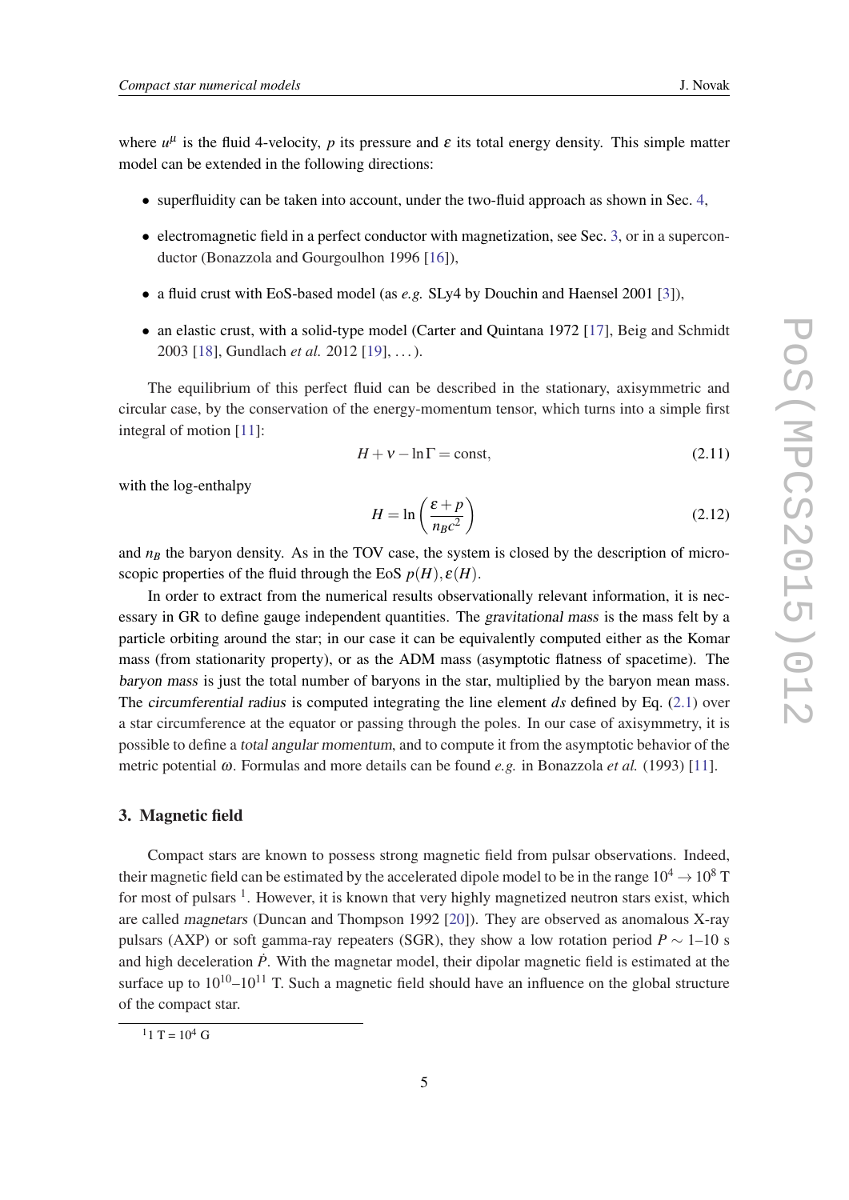where $u^\mu$ is the fluid 4-velocity, $p$ its pressure and $\varepsilon$ its total energy density. This simple matter model can be extended in the following directions:

- superfluidity can be taken into account, under the two-fluid approach as shown in Sec. 4,
- electromagnetic field in a perfect conductor with magnetization, see Sec. 3, or in a superconductor (Bonazzola and Gourgoulhon 1996 [16]),
- a fluid crust with EoS-based model (as *e.g.* SLy4 by Douchin and Haensel 2001 [3]),
- an elastic crust, with a solid-type model (Carter and Quintana 1972 [17], Beig and Schmidt 2003 [18], Gundlach *et al.* 2012 [19], ...).

The equilibrium of this perfect fluid can be described in the stationary, axisymmetric and circular case, by the conservation of the energy-momentum tensor, which turns into a simple first integral of motion [11]:

$$H + \nu - \ln \Gamma = \text{const}, \tag{2.11}$$

with the log-enthalpy

$$H = \ln\left(\frac{\varepsilon + p}{n_B c^2}\right) \tag{2.12}$$

and $n_B$ the baryon density. As in the TOV case, the system is closed by the description of microscopic properties of the fluid through the EoS $p(H), \varepsilon(H)$.

In order to extract from the numerical results observationally relevant information, it is necessary in GR to define gauge independent quantities. The *gravitational mass* is the mass felt by a particle orbiting around the star; in our case it can be equivalently computed either as the Komar mass (from stationarity property), or as the ADM mass (asymptotic flatness of spacetime). The *baryon mass* is just the total number of baryons in the star, multiplied by the baryon mean mass. The *circumferential radius* is computed integrating the line element $ds$ defined by Eq. (2.1) over a star circumference at the equator or passing through the poles. In our case of axisymmetry, it is possible to define a *total angular momentum*, and to compute it from the asymptotic behavior of the metric potential $\omega$. Formulas and more details can be found *e.g.* in Bonazzola *et al.* (1993) [11].

## 3. Magnetic field

Compact stars are known to possess strong magnetic field from pulsar observations. Indeed, their magnetic field can be estimated by the accelerated dipole model to be in the range $10^4 \to 10^8$ T for most of pulsars [1]. However, it is known that very highly magnetized neutron stars exist, which are called *magnetars* (Duncan and Thompson 1992 [20]). They are observed as anomalous X-ray pulsars (AXP) or soft gamma-ray repeaters (SGR), they show a low rotation period $P \sim 1$–$10$ s and high deceleration $\dot{P}$. With the magnetar model, their dipolar magnetic field is estimated at the surface up to $10^{10}$–$10^{11}$ T. Such a magnetic field should have an influence on the global structure of the compact star.

[1] 1 T = $10^4$ G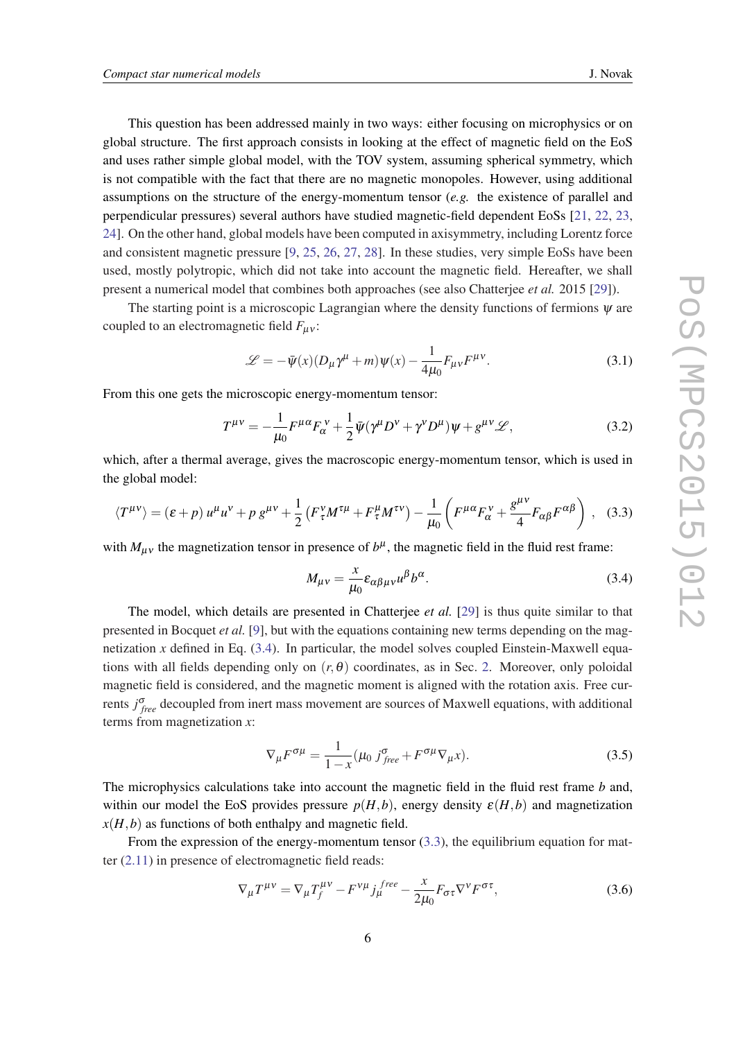This question has been addressed mainly in two ways: either focusing on microphysics or on global structure. The first approach consists in looking at the effect of magnetic field on the EoS and uses rather simple global model, with the TOV system, assuming spherical symmetry, which is not compatible with the fact that there are no magnetic monopoles. However, using additional assumptions on the structure of the energy-momentum tensor (*e.g.* the existence of parallel and perpendicular pressures) several authors have studied magnetic-field dependent EoSs [21, 22, 23, 24]. On the other hand, global models have been computed in axisymmetry, including Lorentz force and consistent magnetic pressure [9, 25, 26, 27, 28]. In these studies, very simple EoSs have been used, mostly polytropic, which did not take into account the magnetic field. Hereafter, we shall present a numerical model that combines both approaches (see also Chatterjee *et al.* 2015 [29]).

The starting point is a microscopic Lagrangian where the density functions of fermions $\psi$ are coupled to an electromagnetic field $F_{\mu\nu}$:

$$\mathscr{L} = -\bar{\psi}(x)(D_\mu \gamma^\mu + m)\psi(x) - \frac{1}{4\mu_0} F_{\mu\nu}F^{\mu\nu}. \tag{3.1}$$

From this one gets the microscopic energy-momentum tensor:

$$T^{\mu\nu} = -\frac{1}{\mu_0} F^{\mu\alpha} F_\alpha^{\ \nu} + \frac{1}{2}\bar{\psi}(\gamma^\mu D^\nu + \gamma^\nu D^\mu)\psi + g^{\mu\nu}\mathscr{L}, \tag{3.2}$$

which, after a thermal average, gives the macroscopic energy-momentum tensor, which is used in the global model:

$$\langle T^{\mu\nu}\rangle = (\varepsilon + p)\, u^\mu u^\nu + p\, g^{\mu\nu} + \frac{1}{2}\left(F^\nu_{\ \tau} M^{\tau\mu} + F^\mu_{\ \tau} M^{\tau\nu}\right) - \frac{1}{\mu_0}\left(F^{\mu\alpha}F_\alpha^{\ \nu} + \frac{g^{\mu\nu}}{4} F_{\alpha\beta}F^{\alpha\beta}\right), \tag{3.3}$$

with $M_{\mu\nu}$ the magnetization tensor in presence of $b^\mu$, the magnetic field in the fluid rest frame:

$$M_{\mu\nu} = \frac{x}{\mu_0} \varepsilon_{\alpha\beta\mu\nu} u^\beta b^\alpha. \tag{3.4}$$

The model, which details are presented in Chatterjee *et al.* [29] is thus quite similar to that presented in Bocquet *et al.* [9], but with the equations containing new terms depending on the magnetization $x$ defined in Eq. (3.4). In particular, the model solves coupled Einstein-Maxwell equations with all fields depending only on $(r, \theta)$ coordinates, as in Sec. 2. Moreover, only poloidal magnetic field is considered, and the magnetic moment is aligned with the rotation axis. Free currents $j^\sigma_{free}$ decoupled from inert mass movement are sources of Maxwell equations, with additional terms from magnetization $x$:

$$\nabla_\mu F^{\sigma\mu} = \frac{1}{1-x}(\mu_0\, j^\sigma_{free} + F^{\sigma\mu}\nabla_\mu x). \tag{3.5}$$

The microphysics calculations take into account the magnetic field in the fluid rest frame $b$ and, within our model the EoS provides pressure $p(H,b)$, energy density $\varepsilon(H,b)$ and magnetization $x(H,b)$ as functions of both enthalpy and magnetic field.

From the expression of the energy-momentum tensor (3.3), the equilibrium equation for matter (2.11) in presence of electromagnetic field reads:

$$\nabla_\mu T^{\mu\nu} = \nabla_\mu T^{\mu\nu}_f - F^{\nu\mu} j^{free}_\mu - \frac{x}{2\mu_0} F_{\sigma\tau}\nabla^\nu F^{\sigma\tau}, \tag{3.6}$$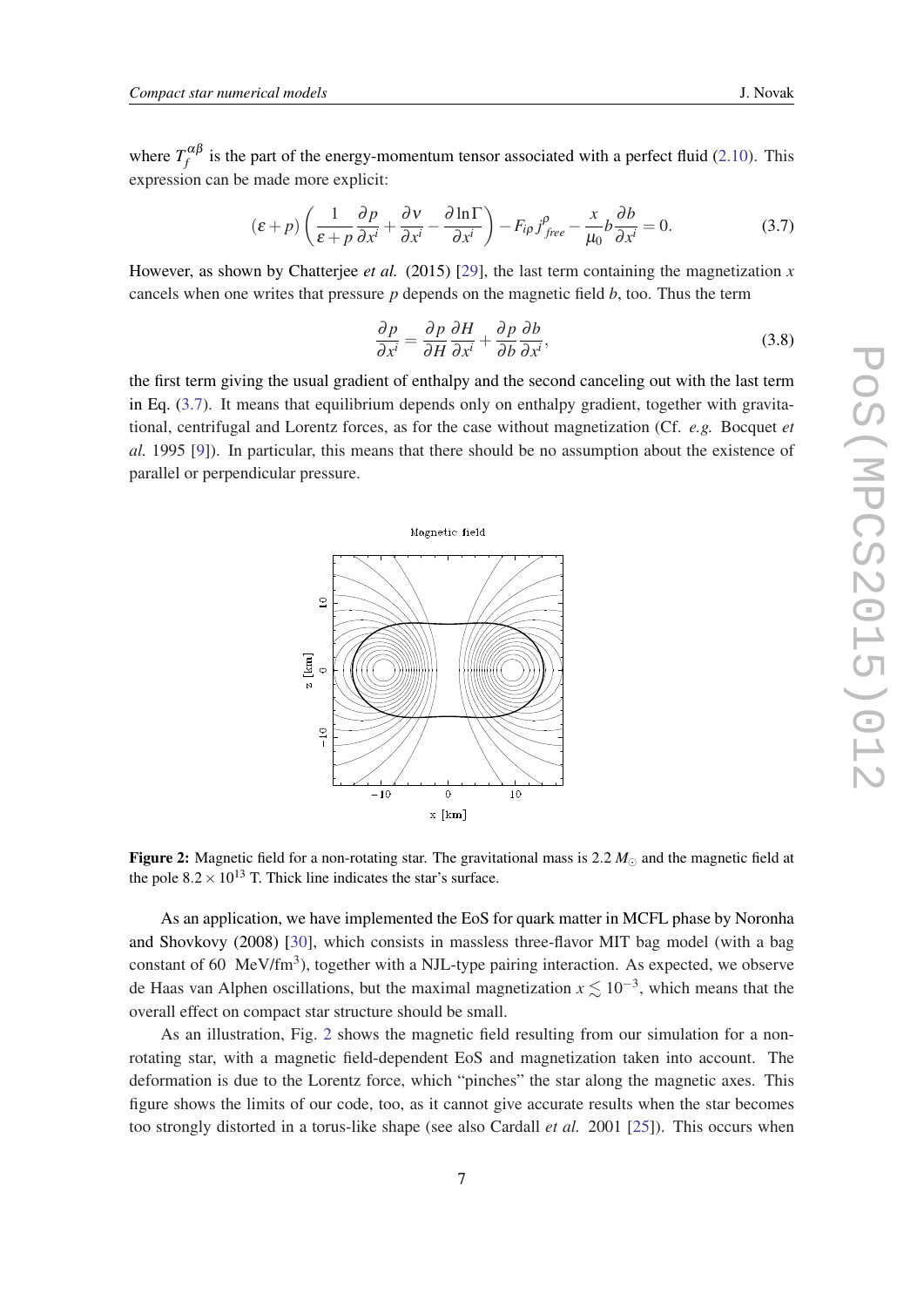where $T_f^{\alpha\beta}$ is the part of the energy-momentum tensor associated with a perfect fluid (2.10). This expression can be made more explicit:

$$(\varepsilon + p)\left(\frac{1}{\varepsilon + p}\frac{\partial p}{\partial x^i} + \frac{\partial \nu}{\partial x^i} - \frac{\partial \ln \Gamma}{\partial x^i}\right) - F_{i\rho}\, j^{\rho}_{free} - \frac{x}{\mu_0} b \frac{\partial b}{\partial x^i} = 0. \tag{3.7}$$

However, as shown by Chatterjee *et al.* (2015) [29], the last term containing the magnetization $x$ cancels when one writes that pressure $p$ depends on the magnetic field $b$, too. Thus the term

$$\frac{\partial p}{\partial x^i} = \frac{\partial p}{\partial H}\frac{\partial H}{\partial x^i} + \frac{\partial p}{\partial b}\frac{\partial b}{\partial x^i}, \tag{3.8}$$

the first term giving the usual gradient of enthalpy and the second canceling out with the last term in Eq. (3.7). It means that equilibrium depends only on enthalpy gradient, together with gravitational, centrifugal and Lorentz forces, as for the case without magnetization (Cf. *e.g.* Bocquet *et al.* 1995 [9]). In particular, this means that there should be no assumption about the existence of parallel or perpendicular pressure.

**Figure 2:** Magnetic field for a non-rotating star. The gravitational mass is 2.2 $M_\odot$ and the magnetic field at the pole $8.2 \times 10^{13}$ T. Thick line indicates the star's surface.

As an application, we have implemented the EoS for quark matter in MCFL phase by Noronha and Shovkovy (2008) [30], which consists in massless three-flavor MIT bag model (with a bag constant of 60 MeV/fm$^3$), together with a NJL-type pairing interaction. As expected, we observe de Haas van Alphen oscillations, but the maximal magnetization $x \lesssim 10^{-3}$, which means that the overall effect on compact star structure should be small.

As an illustration, Fig. 2 shows the magnetic field resulting from our simulation for a non-rotating star, with a magnetic field-dependent EoS and magnetization taken into account. The deformation is due to the Lorentz force, which "pinches" the star along the magnetic axes. This figure shows the limits of our code, too, as it cannot give accurate results when the star becomes too strongly distorted in a torus-like shape (see also Cardall *et al.* 2001 [25]). This occurs when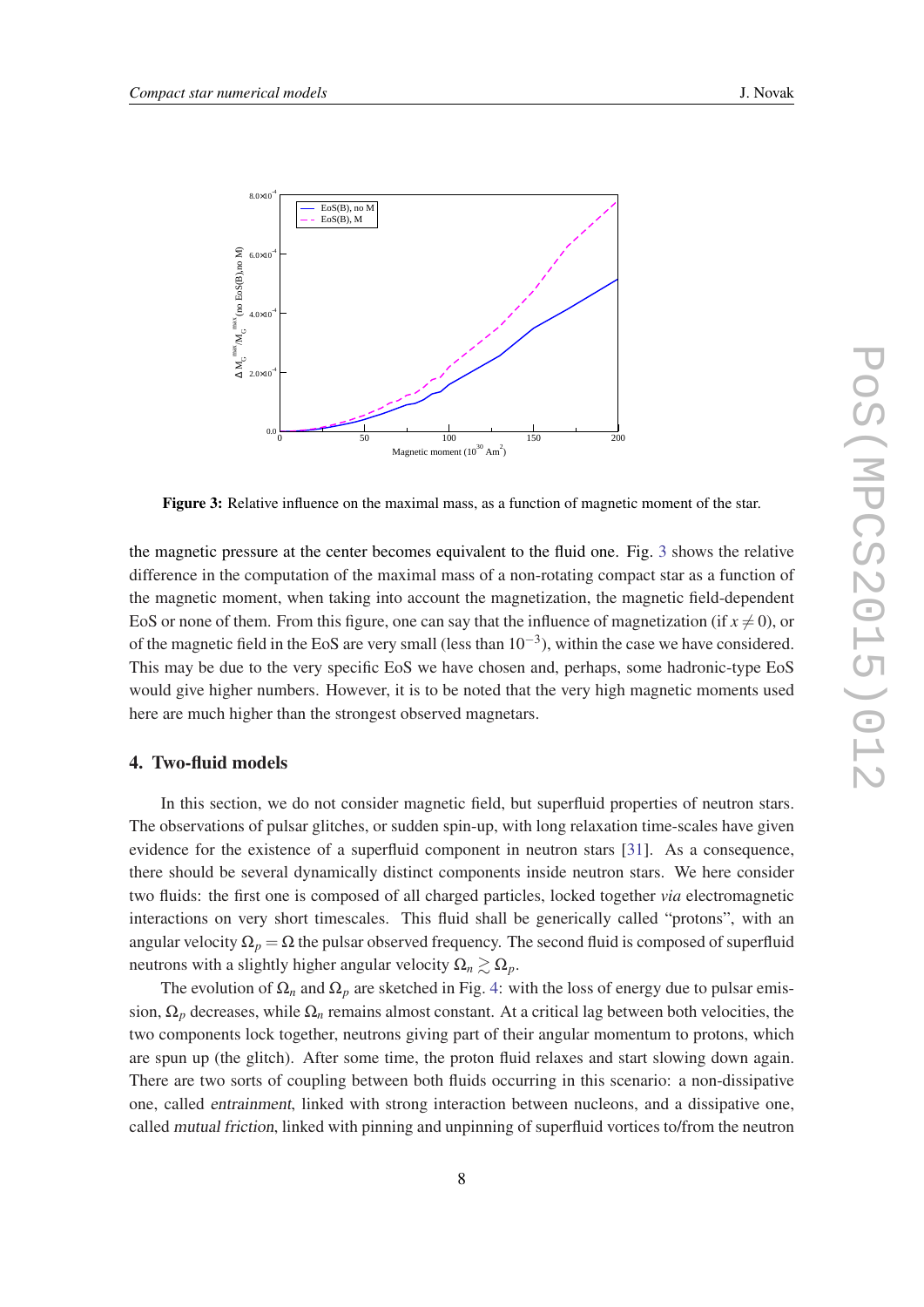**Figure 3:** Relative influence on the maximal mass, as a function of magnetic moment of the star.

the magnetic pressure at the center becomes equivalent to the fluid one. Fig. 3 shows the relative difference in the computation of the maximal mass of a non-rotating compact star as a function of the magnetic moment, when taking into account the magnetization, the magnetic field-dependent EoS or none of them. From this figure, one can say that the influence of magnetization (if $x \neq 0$), or of the magnetic field in the EoS are very small (less than $10^{-3}$), within the case we have considered. This may be due to the very specific EoS we have chosen and, perhaps, some hadronic-type EoS would give higher numbers. However, it is to be noted that the very high magnetic moments used here are much higher than the strongest observed magnetars.

## 4. Two-fluid models

In this section, we do not consider magnetic field, but superfluid properties of neutron stars. The observations of pulsar glitches, or sudden spin-up, with long relaxation time-scales have given evidence for the existence of a superfluid component in neutron stars [31]. As a consequence, there should be several dynamically distinct components inside neutron stars. We here consider two fluids: the first one is composed of all charged particles, locked together *via* electromagnetic interactions on very short timescales. This fluid shall be generically called "protons", with an angular velocity $\Omega_p = \Omega$ the pulsar observed frequency. The second fluid is composed of superfluid neutrons with a slightly higher angular velocity $\Omega_n \gtrsim \Omega_p$.

The evolution of $\Omega_n$ and $\Omega_p$ are sketched in Fig. 4: with the loss of energy due to pulsar emission, $\Omega_p$ decreases, while $\Omega_n$ remains almost constant. At a critical lag between both velocities, the two components lock together, neutrons giving part of their angular momentum to protons, which are spun up (the glitch). After some time, the proton fluid relaxes and start slowing down again. There are two sorts of coupling between both fluids occurring in this scenario: a non-dissipative one, called *entrainment*, linked with strong interaction between nucleons, and a dissipative one, called *mutual friction*, linked with pinning and unpinning of superfluid vortices to/from the neutron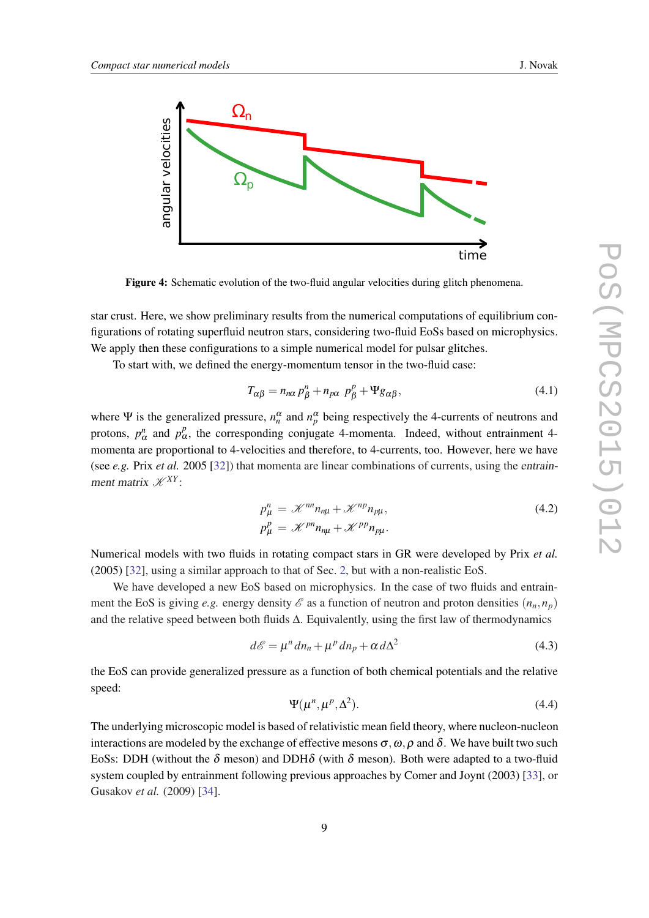**Figure 4:** Schematic evolution of the two-fluid angular velocities during glitch phenomena.

star crust. Here, we show preliminary results from the numerical computations of equilibrium configurations of rotating superfluid neutron stars, considering two-fluid EoSs based on microphysics. We apply then these configurations to a simple numerical model for pulsar glitches.

To start with, we defined the energy-momentum tensor in the two-fluid case:

$$T_{\alpha\beta} = n_{n\alpha}\, p^n_\beta + n_{p\alpha}\ p^p_\beta + \Psi g_{\alpha\beta}, \tag{4.1}$$

where $\Psi$ is the generalized pressure, $n^\alpha_n$ and $n^\alpha_p$ being respectively the 4-currents of neutrons and protons, $p^n_\alpha$ and $p^p_\alpha$, the corresponding conjugate 4-momenta. Indeed, without entrainment 4-momenta are proportional to 4-velocities and therefore, to 4-currents, too. However, here we have (see *e.g.* Prix *et al.* 2005 [32]) that momenta are linear combinations of currents, using the *entrainment matrix* $\mathscr{K}^{XY}$:

$$\begin{aligned} p^n_\mu &= \mathscr{K}^{nn} n_{n\mu} + \mathscr{K}^{np} n_{p\mu}, \\ p^p_\mu &= \mathscr{K}^{pn} n_{n\mu} + \mathscr{K}^{pp} n_{p\mu}. \end{aligned} \tag{4.2}$$

Numerical models with two fluids in rotating compact stars in GR were developed by Prix *et al.* (2005) [32], using a similar approach to that of Sec. 2, but with a non-realistic EoS.

We have developed a new EoS based on microphysics. In the case of two fluids and entrainment the EoS is giving *e.g.* energy density $\mathscr{E}$ as a function of neutron and proton densities $(n_n, n_p)$ and the relative speed between both fluids $\Delta$. Equivalently, using the first law of thermodynamics

$$d\mathscr{E} = \mu^n\, dn_n + \mu^p\, dn_p + \alpha\, d\Delta^2 \tag{4.3}$$

the EoS can provide generalized pressure as a function of both chemical potentials and the relative speed:

$$\Psi(\mu^n, \mu^p, \Delta^2). \tag{4.4}$$

The underlying microscopic model is based of relativistic mean field theory, where nucleon-nucleon interactions are modeled by the exchange of effective mesons $\sigma, \omega, \rho$ and $\delta$. We have built two such EoSs: DDH (without the $\delta$ meson) and DDH$\delta$ (with $\delta$ meson). Both were adapted to a two-fluid system coupled by entrainment following previous approaches by Comer and Joynt (2003) [33], or Gusakov *et al.* (2009) [34].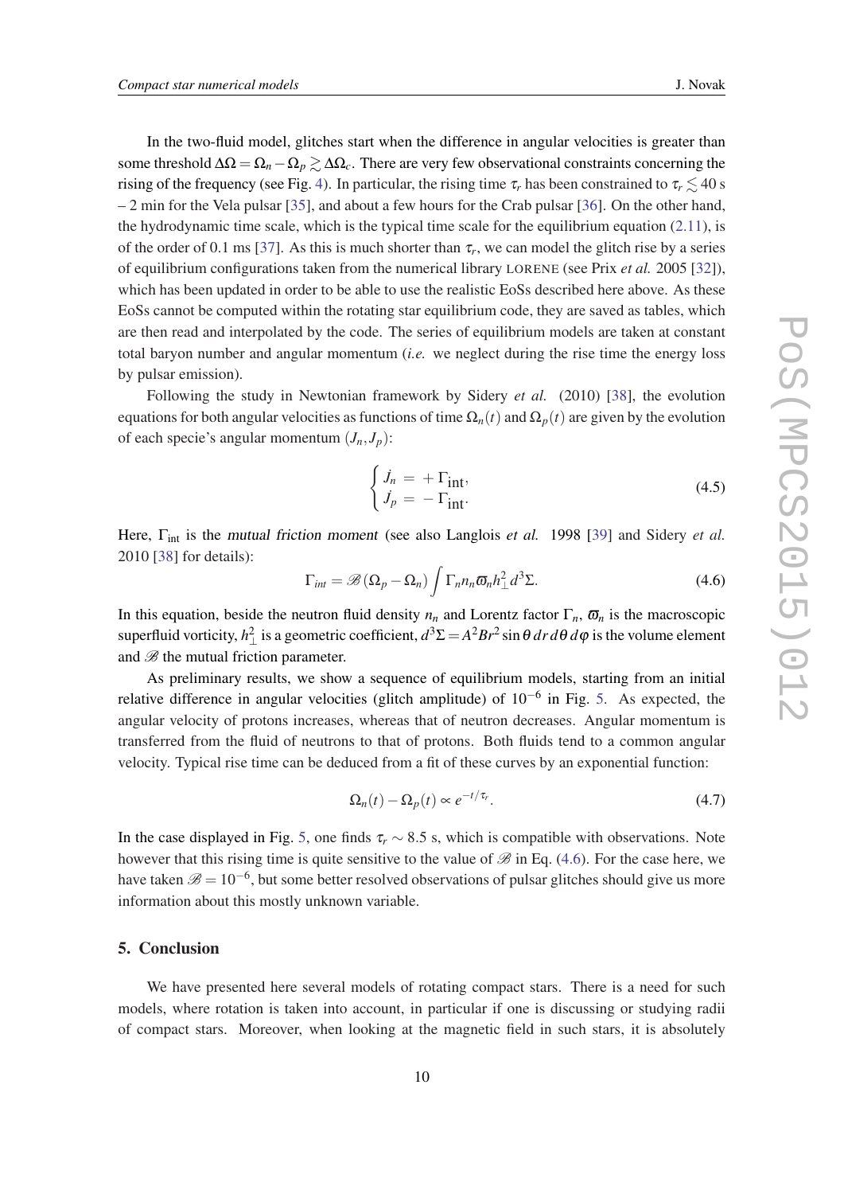In the two-fluid model, glitches start when the difference in angular velocities is greater than some threshold $\Delta\Omega = \Omega_n - \Omega_p \gtrsim \Delta\Omega_c$. There are very few observational constraints concerning the rising of the frequency (see Fig. 4). In particular, the rising time $\tau_r$ has been constrained to $\tau_r \lesssim 40$ s – 2 min for the Vela pulsar [35], and about a few hours for the Crab pulsar [36]. On the other hand, the hydrodynamic time scale, which is the typical time scale for the equilibrium equation (2.11), is of the order of 0.1 ms [37]. As this is much shorter than $\tau_r$, we can model the glitch rise by a series of equilibrium configurations taken from the numerical library LORENE (see Prix *et al.* 2005 [32]), which has been updated in order to be able to use the realistic EoSs described here above. As these EoSs cannot be computed within the rotating star equilibrium code, they are saved as tables, which are then read and interpolated by the code. The series of equilibrium models are taken at constant total baryon number and angular momentum (*i.e.* we neglect during the rise time the energy loss by pulsar emission).

Following the study in Newtonian framework by Sidery *et al.* (2010) [38], the evolution equations for both angular velocities as functions of time $\Omega_n(t)$ and $\Omega_p(t)$ are given by the evolution of each specie's angular momentum $(J_n, J_p)$:

$$\begin{cases} \dot{J}_n = +\Gamma_{\text{int}}, \\ \dot{J}_p = -\Gamma_{\text{int}}. \end{cases} \tag{4.5}$$

Here, $\Gamma_{\text{int}}$ is the *mutual friction moment* (see also Langlois *et al.* 1998 [39] and Sidery *et al.* 2010 [38] for details):

$$\Gamma_{int} = \mathscr{B}\left(\Omega_p - \Omega_n\right) \int \Gamma_n n_n \varpi_n h_\perp^2 \, d^3\Sigma. \tag{4.6}$$

In this equation, beside the neutron fluid density $n_n$ and Lorentz factor $\Gamma_n$, $\varpi_n$ is the macroscopic superfluid vorticity, $h_\perp^2$ is a geometric coefficient, $d^3\Sigma = A^2Br^2 \sin\theta \, dr \, d\theta \, d\varphi$ is the volume element and $\mathscr{B}$ the mutual friction parameter.

As preliminary results, we show a sequence of equilibrium models, starting from an initial relative difference in angular velocities (glitch amplitude) of $10^{-6}$ in Fig. 5. As expected, the angular velocity of protons increases, whereas that of neutron decreases. Angular momentum is transferred from the fluid of neutrons to that of protons. Both fluids tend to a common angular velocity. Typical rise time can be deduced from a fit of these curves by an exponential function:

$$\Omega_n(t) - \Omega_p(t) \propto e^{-t/\tau_r}. \tag{4.7}$$

In the case displayed in Fig. 5, one finds $\tau_r \sim 8.5$ s, which is compatible with observations. Note however that this rising time is quite sensitive to the value of $\mathscr{B}$ in Eq. (4.6). For the case here, we have taken $\mathscr{B} = 10^{-6}$, but some better resolved observations of pulsar glitches should give us more information about this mostly unknown variable.

## 5. Conclusion

We have presented here several models of rotating compact stars. There is a need for such models, where rotation is taken into account, in particular if one is discussing or studying radii of compact stars. Moreover, when looking at the magnetic field in such stars, it is absolutely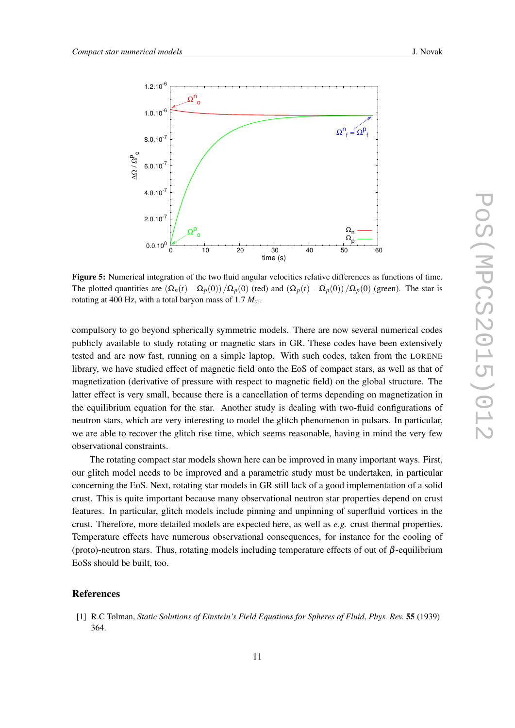**Figure 5:** Numerical integration of the two fluid angular velocities relative differences as functions of time. The plotted quantities are $(\Omega_n(t) - \Omega_p(0)) / \Omega_p(0)$ (red) and $(\Omega_p(t) - \Omega_p(0)) / \Omega_p(0)$ (green). The star is rotating at 400 Hz, with a total baryon mass of 1.7 $M_\odot$.

compulsory to go beyond spherically symmetric models. There are now several numerical codes publicly available to study rotating or magnetic stars in GR. These codes have been extensively tested and are now fast, running on a simple laptop. With such codes, taken from the LORENE library, we have studied effect of magnetic field onto the EoS of compact stars, as well as that of magnetization (derivative of pressure with respect to magnetic field) on the global structure. The latter effect is very small, because there is a cancellation of terms depending on magnetization in the equilibrium equation for the star. Another study is dealing with two-fluid configurations of neutron stars, which are very interesting to model the glitch phenomenon in pulsars. In particular, we are able to recover the glitch rise time, which seems reasonable, having in mind the very few observational constraints.

The rotating compact star models shown here can be improved in many important ways. First, our glitch model needs to be improved and a parametric study must be undertaken, in particular concerning the EoS. Next, rotating star models in GR still lack of a good implementation of a solid crust. This is quite important because many observational neutron star properties depend on crust features. In particular, glitch models include pinning and unpinning of superfluid vortices in the crust. Therefore, more detailed models are expected here, as well as *e.g.* crust thermal properties. Temperature effects have numerous observational consequences, for instance for the cooling of (proto)-neutron stars. Thus, rotating models including temperature effects of out of $\beta$-equilibrium EoSs should be built, too.

## References

[1] R.C Tolman, *Static Solutions of Einstein's Field Equations for Spheres of Fluid*, *Phys. Rev.* **55** (1939) 364.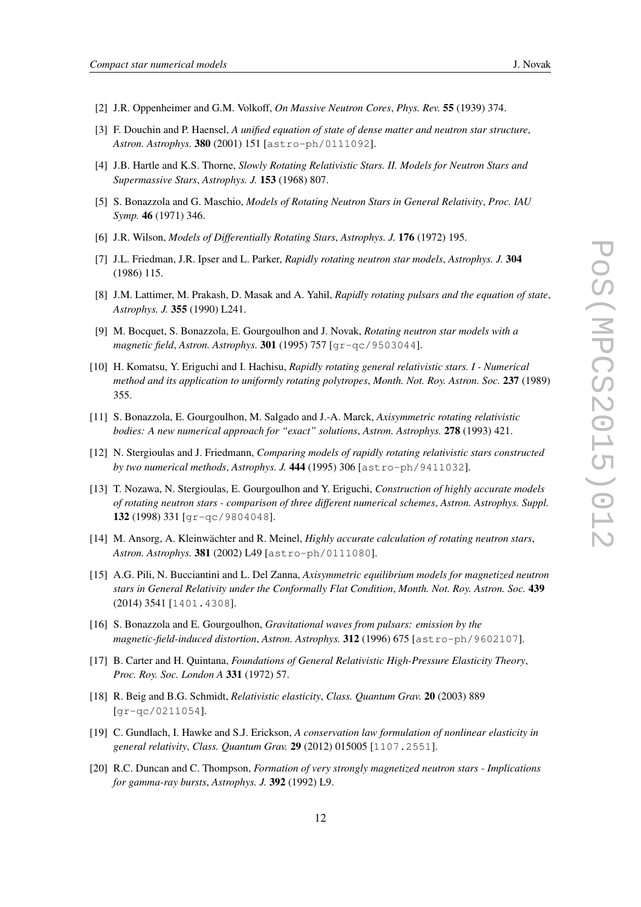[2] J.R. Oppenheimer and G.M. Volkoff, *On Massive Neutron Cores*, *Phys. Rev.* **55** (1939) 374.

[3] F. Douchin and P. Haensel, *A unified equation of state of dense matter and neutron star structure*, *Astron. Astrophys.* **380** (2001) 151 [astro-ph/0111092].

[4] J.B. Hartle and K.S. Thorne, *Slowly Rotating Relativistic Stars. II. Models for Neutron Stars and Supermassive Stars*, *Astrophys. J.* **153** (1968) 807.

[5] S. Bonazzola and G. Maschio, *Models of Rotating Neutron Stars in General Relativity*, *Proc. IAU Symp.* **46** (1971) 346.

[6] J.R. Wilson, *Models of Differentially Rotating Stars*, *Astrophys. J.* **176** (1972) 195.

[7] J.L. Friedman, J.R. Ipser and L. Parker, *Rapidly rotating neutron star models*, *Astrophys. J.* **304** (1986) 115.

[8] J.M. Lattimer, M. Prakash, D. Masak and A. Yahil, *Rapidly rotating pulsars and the equation of state*, *Astrophys. J.* **355** (1990) L241.

[9] M. Bocquet, S. Bonazzola, E. Gourgoulhon and J. Novak, *Rotating neutron star models with a magnetic field*, *Astron. Astrophys.* **301** (1995) 757 [gr-qc/9503044].

[10] H. Komatsu, Y. Eriguchi and I. Hachisu, *Rapidly rotating general relativistic stars. I - Numerical method and its application to uniformly rotating polytropes*, *Month. Not. Roy. Astron. Soc.* **237** (1989) 355.

[11] S. Bonazzola, E. Gourgoulhon, M. Salgado and J.-A. Marck, *Axisymmetric rotating relativistic bodies: A new numerical approach for "exact" solutions*, *Astron. Astrophys.* **278** (1993) 421.

[12] N. Stergioulas and J. Friedmann, *Comparing models of rapidly rotating relativistic stars constructed by two numerical methods*, *Astrophys. J.* **444** (1995) 306 [astro-ph/9411032].

[13] T. Nozawa, N. Stergioulas, E. Gourgoulhon and Y. Eriguchi, *Construction of highly accurate models of rotating neutron stars - comparison of three different numerical schemes*, *Astron. Astrophys. Suppl.* **132** (1998) 331 [gr-qc/9804048].

[14] M. Ansorg, A. Kleinwächter and R. Meinel, *Highly accurate calculation of rotating neutron stars*, *Astron. Astrophys.* **381** (2002) L49 [astro-ph/0111080].

[15] A.G. Pili, N. Bucciantini and L. Del Zanna, *Axisymmetric equilibrium models for magnetized neutron stars in General Relativity under the Conformally Flat Condition*, *Month. Not. Roy. Astron. Soc.* **439** (2014) 3541 [1401.4308].

[16] S. Bonazzola and E. Gourgoulhon, *Gravitational waves from pulsars: emission by the magnetic-field-induced distortion*, *Astron. Astrophys.* **312** (1996) 675 [astro-ph/9602107].

[17] B. Carter and H. Quintana, *Foundations of General Relativistic High-Pressure Elasticity Theory*, *Proc. Roy. Soc. London A* **331** (1972) 57.

[18] R. Beig and B.G. Schmidt, *Relativistic elasticity*, *Class. Quantum Grav.* **20** (2003) 889 [gr-qc/0211054].

[19] C. Gundlach, I. Hawke and S.J. Erickson, *A conservation law formulation of nonlinear elasticity in general relativity*, *Class. Quantum Grav.* **29** (2012) 015005 [1107.2551].

[20] R.C. Duncan and C. Thompson, *Formation of very strongly magnetized neutron stars - Implications for gamma-ray bursts*, *Astrophys. J.* **392** (1992) L9.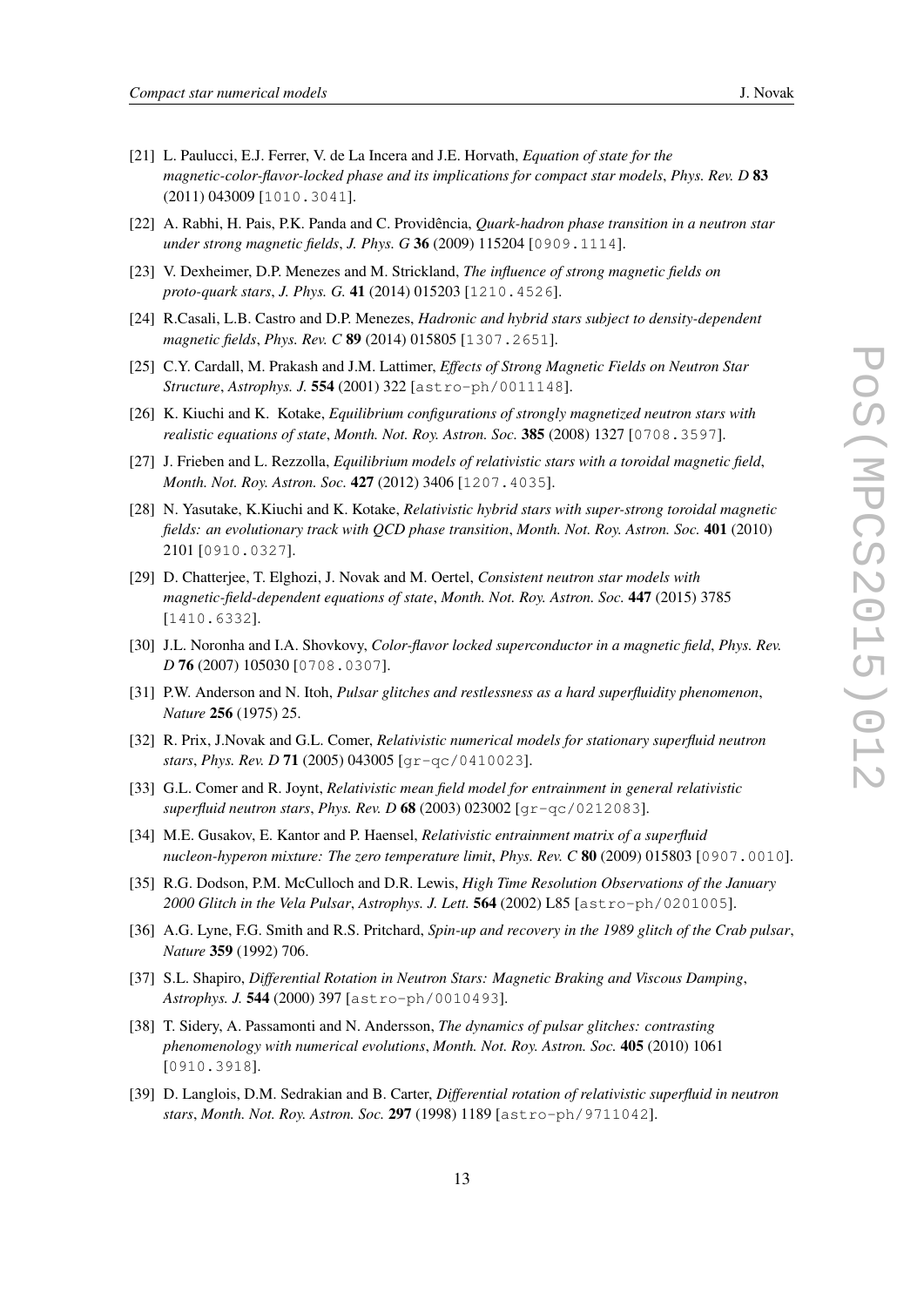[21] L. Paulucci, E.J. Ferrer, V. de La Incera and J.E. Horvath, *Equation of state for the magnetic-color-flavor-locked phase and its implications for compact star models*, *Phys. Rev. D* **83** (2011) 043009 [1010.3041].

[22] A. Rabhi, H. Pais, P.K. Panda and C. Providência, *Quark-hadron phase transition in a neutron star under strong magnetic fields*, *J. Phys. G* **36** (2009) 115204 [0909.1114].

[23] V. Dexheimer, D.P. Menezes and M. Strickland, *The influence of strong magnetic fields on proto-quark stars*, *J. Phys. G.* **41** (2014) 015203 [1210.4526].

[24] R.Casali, L.B. Castro and D.P. Menezes, *Hadronic and hybrid stars subject to density-dependent magnetic fields*, *Phys. Rev. C* **89** (2014) 015805 [1307.2651].

[25] C.Y. Cardall, M. Prakash and J.M. Lattimer, *Effects of Strong Magnetic Fields on Neutron Star Structure*, *Astrophys. J.* **554** (2001) 322 [astro-ph/0011148].

[26] K. Kiuchi and K. Kotake, *Equilibrium configurations of strongly magnetized neutron stars with realistic equations of state*, *Month. Not. Roy. Astron. Soc.* **385** (2008) 1327 [0708.3597].

[27] J. Frieben and L. Rezzolla, *Equilibrium models of relativistic stars with a toroidal magnetic field*, *Month. Not. Roy. Astron. Soc.* **427** (2012) 3406 [1207.4035].

[28] N. Yasutake, K.Kiuchi and K. Kotake, *Relativistic hybrid stars with super-strong toroidal magnetic fields: an evolutionary track with QCD phase transition*, *Month. Not. Roy. Astron. Soc.* **401** (2010) 2101 [0910.0327].

[29] D. Chatterjee, T. Elghozi, J. Novak and M. Oertel, *Consistent neutron star models with magnetic-field-dependent equations of state*, *Month. Not. Roy. Astron. Soc.* **447** (2015) 3785 [1410.6332].

[30] J.L. Noronha and I.A. Shovkovy, *Color-flavor locked superconductor in a magnetic field*, *Phys. Rev. D* **76** (2007) 105030 [0708.0307].

[31] P.W. Anderson and N. Itoh, *Pulsar glitches and restlessness as a hard superfluidity phenomenon*, *Nature* **256** (1975) 25.

[32] R. Prix, J.Novak and G.L. Comer, *Relativistic numerical models for stationary superfluid neutron stars*, *Phys. Rev. D* **71** (2005) 043005 [gr-qc/0410023].

[33] G.L. Comer and R. Joynt, *Relativistic mean field model for entrainment in general relativistic superfluid neutron stars*, *Phys. Rev. D* **68** (2003) 023002 [gr-qc/0212083].

[34] M.E. Gusakov, E. Kantor and P. Haensel, *Relativistic entrainment matrix of a superfluid nucleon-hyperon mixture: The zero temperature limit*, *Phys. Rev. C* **80** (2009) 015803 [0907.0010].

[35] R.G. Dodson, P.M. McCulloch and D.R. Lewis, *High Time Resolution Observations of the January 2000 Glitch in the Vela Pulsar*, *Astrophys. J. Lett.* **564** (2002) L85 [astro-ph/0201005].

[36] A.G. Lyne, F.G. Smith and R.S. Pritchard, *Spin-up and recovery in the 1989 glitch of the Crab pulsar*, *Nature* **359** (1992) 706.

[37] S.L. Shapiro, *Differential Rotation in Neutron Stars: Magnetic Braking and Viscous Damping*, *Astrophys. J.* **544** (2000) 397 [astro-ph/0010493].

[38] T. Sidery, A. Passamonti and N. Andersson, *The dynamics of pulsar glitches: contrasting phenomenology with numerical evolutions*, *Month. Not. Roy. Astron. Soc.* **405** (2010) 1061 [0910.3918].

[39] D. Langlois, D.M. Sedrakian and B. Carter, *Differential rotation of relativistic superfluid in neutron stars*, *Month. Not. Roy. Astron. Soc.* **297** (1998) 1189 [astro-ph/9711042].